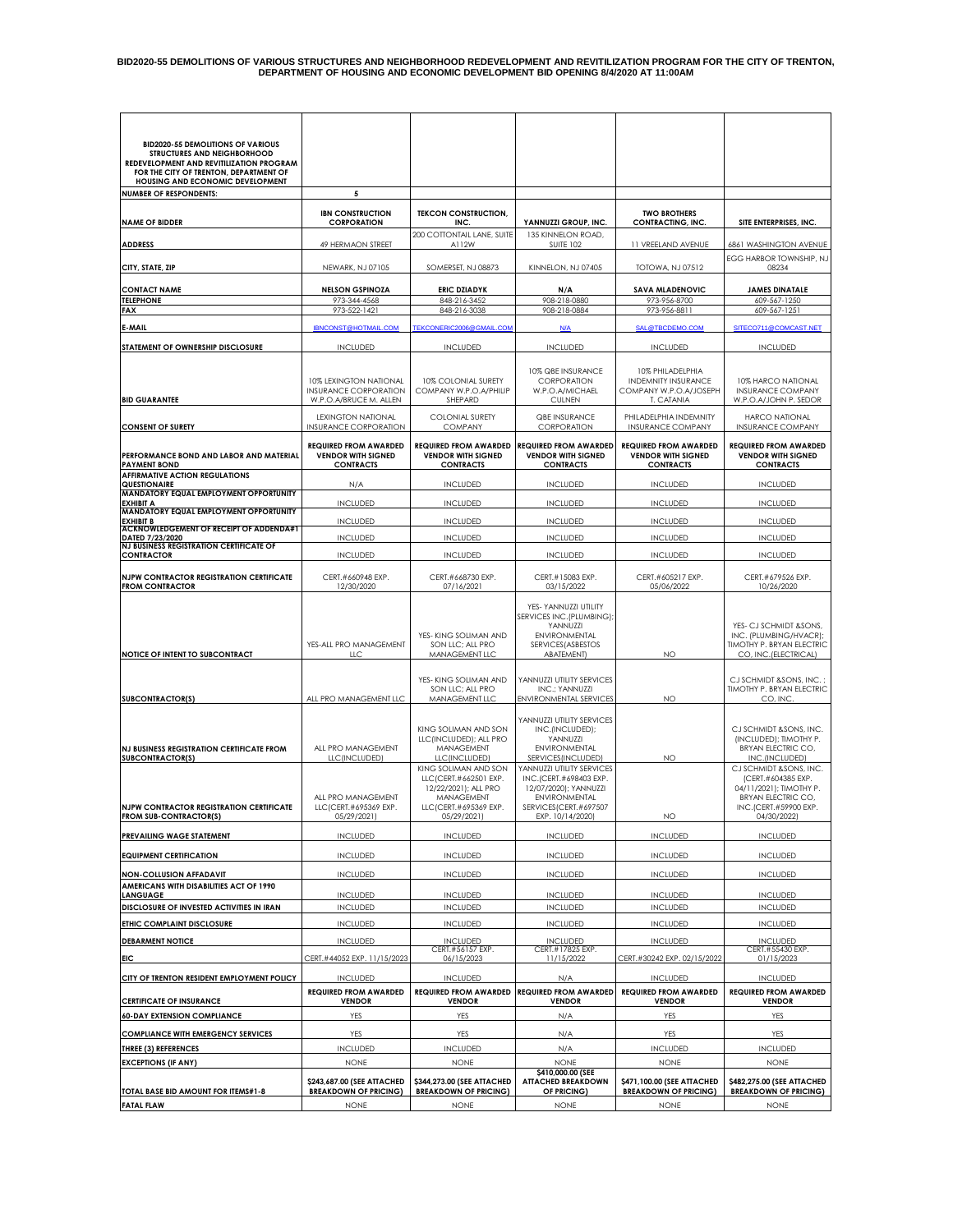**BID2020-55 DEMOLITIONS OF VARIOUS STRUCTURES AND NEIGHBORHOOD REDEVELOPMENT AND REVITILIZATION PROGRAM FOR THE CITY OF TRENTON, DEPARTMENT OF HOUSING AND ECONOMIC DEVELOPMENT BID OPENING 8/4/2020 AT 11:00AM**

| BID2020-55 DEMOLITIONS OF VARIOUS STRUCTURES AND NEIGHBORHOOD REDEVELOPMENT AND REVITILIZATION PROGRAM FOR THE CITY OF TRENTON, DEPARTMENT OF HOUSING AND ECONOMIC DEVELOPMENT | | | | | |
|---|---|---|---|---|---|
| **NUMBER OF RESPONDENTS:** | 5 | | | | |
| **NAME OF BIDDER** | **IBN CONSTRUCTION CORPORATION** | **TEKCON CONSTRUCTION, INC.** | **YANNUZZI GROUP, INC.** | **TWO BROTHERS CONTRACTING, INC.** | **SITE ENTERPRISES, INC.** |
| **ADDRESS** | 49 HERMAON STREET | 200 COTTONTAIL LANE, SUITE A112W | 135 KINNELON ROAD, SUITE 102 | 11 VREELAND AVENUE | 6861 WASHINGTON AVENUE |
| **CITY, STATE, ZIP** | NEWARK, NJ 07105 | SOMERSET, NJ 08873 | KINNELON, NJ 07405 | TOTOWA, NJ 07512 | EGG HARBOR TOWNSHIP, NJ 08234 |
| **CONTACT NAME** | **NELSON GSPINOZA** | **ERIC DZIADYK** | **N/A** | **SAVA MLADENOVIC** | **JAMES DINATALE** |
| **TELEPHONE** | 973-344-4568 | 848-216-3452 | 908-218-0880 | 973-956-8700 | 609-567-1250 |
| **FAX** | 973-522-1421 | 848-216-3038 | 908-218-0884 | 973-956-8811 | 609-567-1251 |
| **E-MAIL** | IBNCONST@HOTMAIL.COM | TEKCONERIC2006@GMAIL.COM | N/A | SAL@TBCDEMO.COM | SITECO711@COMCAST.NET |
| **STATEMENT OF OWNERSHIP DISCLOSURE** | INCLUDED | INCLUDED | INCLUDED | INCLUDED | INCLUDED |
| **BID GUARANTEE** | 10% LEXINGTON NATIONAL INSURANCE CORPORATION W.P.O.A/BRUCE M. ALLEN | 10% COLONIAL SURETY COMPANY W.P.O.A/PHILIP SHEPARD | 10% QBE INSURANCE CORPORATION W.P.O.A/MICHAEL CULNEN | 10% PHILADELPHIA INDEMNITY INSURANCE COMPANY W.P.O.A/JOSEPH T. CATANIA | 10% HARCO NATIONAL INSURANCE COMPANY W.P.O.A/JOHN P. SEDOR |
| **CONSENT OF SURETY** | LEXINGTON NATIONAL INSURANCE CORPORATION | COLONIAL SURETY COMPANY | QBE INSURANCE CORPORATION | PHILADELPHIA INDEMNITY INSURANCE COMPANY | HARCO NATIONAL INSURANCE COMPANY |
| **PERFORMANCE BOND AND LABOR AND MATERIAL PAYMENT BOND** | **REQUIRED FROM AWARDED VENDOR WITH SIGNED CONTRACTS** | **REQUIRED FROM AWARDED VENDOR WITH SIGNED CONTRACTS** | **REQUIRED FROM AWARDED VENDOR WITH SIGNED CONTRACTS** | **REQUIRED FROM AWARDED VENDOR WITH SIGNED CONTRACTS** | **REQUIRED FROM AWARDED VENDOR WITH SIGNED CONTRACTS** |
| **AFFIRMATIVE ACTION REGULATIONS QUESTIONAIRE** | N/A | INCLUDED | INCLUDED | INCLUDED | INCLUDED |
| **MANDATORY EQUAL EMPLOYMENT OPPORTUNITY EXHIBIT A** | INCLUDED | INCLUDED | INCLUDED | INCLUDED | INCLUDED |
| **MANDATORY EQUAL EMPLOYMENT OPPORTUNITY EXHIBIT B** | INCLUDED | INCLUDED | INCLUDED | INCLUDED | INCLUDED |
| **ACKNOWLEDGEMENT OF RECEIPT OF ADDENDA#1 DATED 7/23/2020** | INCLUDED | INCLUDED | INCLUDED | INCLUDED | INCLUDED |
| **NJ BUSINESS REGISTRATION CERTIFICATE OF CONTRACTOR** | INCLUDED | INCLUDED | INCLUDED | INCLUDED | INCLUDED |
| **NJPW CONTRACTOR REGISTRATION CERTIFICATE FROM CONTRACTOR** | CERT.#660948 EXP. 12/30/2020 | CERT.#668730 EXP. 07/16/2021 | CERT.#15083 EXP. 03/15/2022 | CERT.#605217 EXP. 05/06/2022 | CERT.#679526 EXP. 10/26/2020 |
| **NOTICE OF INTENT TO SUBCONTRACT** | YES-ALL PRO MANAGEMENT LLC | YES- KING SOLIMAN AND SON LLC; ALL PRO MANAGEMENT LLC | YES- YANNUZZI UTILITY SERVICES INC.(PLUMBING); YANNUZZI ENVIRONMENTAL SERVICES(ASBESTOS ABATEMENT) | NO | YES- CJ SCHMIDT &SONS, INC. (PLUMBING/HVACR); TIMOTHY P. BRYAN ELECTRIC CO, INC.(ELECTRICAL) |
| **SUBCONTRACTOR(S)** | ALL PRO MANAGEMENT LLC | YES- KING SOLIMAN AND SON LLC; ALL PRO MANAGEMENT LLC | YANNUZZI UTILITY SERVICES INC.; YANNUZZI ENVIRONMENTAL SERVICES | NO | CJ SCHMIDT &SONS, INC. ; TIMOTHY P. BRYAN ELECTRIC CO, INC. |
| **NJ BUSINESS REGISTRATION CERTIFICATE FROM SUBCONTRACTOR(S)** | ALL PRO MANAGEMENT LLC(INCLUDED) | KING SOLIMAN AND SON LLC(INCLUDED); ALL PRO MANAGEMENT LLC(INCLUDED) | YANNUZZI UTILITY SERVICES INC.(INCLUDED); YANNUZZI ENVIRONMENTAL SERVICES(INCLUDED) | NO | CJ SCHMIDT &SONS, INC. (INCLUDED); TIMOTHY P. BRYAN ELECTRIC CO, INC.(INCLUDED) |
| **NJPW CONTRACTOR REGISTRATION CERTIFICATE FROM SUB-CONTRACTOR(S)** | ALL PRO MANAGEMENT LLC(CERT.#695369 EXP. 05/29/2021) | KING SOLIMAN AND SON LLC(CERT.#662501 EXP. 12/22/2021); ALL PRO MANAGEMENT LLC(CERT.#695369 EXP. 05/29/2021) | YANNUZZI UTILITY SERVICES INC.(CERT.#698403 EXP. 12/07/2020); YANNUZZI ENVIRONMENTAL SERVICES(CERT.#697507 EXP. 10/14/2020) | NO | CJ SCHMIDT &SONS, INC. (CERT.#604385 EXP. 04/11/2021); TIMOTHY P. BRYAN ELECTRIC CO, INC.(CERT.#59900 EXP. 04/30/2022) |
| **PREVAILING WAGE STATEMENT** | INCLUDED | INCLUDED | INCLUDED | INCLUDED | INCLUDED |
| **EQUIPMENT CERTIFICATION** | INCLUDED | INCLUDED | INCLUDED | INCLUDED | INCLUDED |
| **NON-COLLUSION AFFADAVIT** | INCLUDED | INCLUDED | INCLUDED | INCLUDED | INCLUDED |
| **AMERICANS WITH DISABILITIES ACT OF 1990 LANGUAGE** | INCLUDED | INCLUDED | INCLUDED | INCLUDED | INCLUDED |
| **DISCLOSURE OF INVESTED ACTIVITIES IN IRAN** | INCLUDED | INCLUDED | INCLUDED | INCLUDED | INCLUDED |
| **ETHIC COMPLAINT DISCLOSURE** | INCLUDED | INCLUDED | INCLUDED | INCLUDED | INCLUDED |
| **DEBARMENT NOTICE** | INCLUDED | INCLUDED | INCLUDED | INCLUDED | INCLUDED |
| **EIC** | CERT.#44052 EXP. 11/15/2023 | CERT.#56157 EXP. 06/15/2023 | CERT.#17825 EXP. 11/15/2022 | CERT.#30242 EXP. 02/15/2022 | CERT.#55430 EXP. 01/15/2023 |
| **CITY OF TRENTON RESIDENT EMPLOYMENT POLICY** | INCLUDED | INCLUDED | N/A | INCLUDED | INCLUDED |
| **CERTIFICATE OF INSURANCE** | **REQUIRED FROM AWARDED VENDOR** | **REQUIRED FROM AWARDED VENDOR** | **REQUIRED FROM AWARDED VENDOR** | **REQUIRED FROM AWARDED VENDOR** | **REQUIRED FROM AWARDED VENDOR** |
| **60-DAY EXTENSION COMPLIANCE** | YES | YES | N/A | YES | YES |
| **COMPLIANCE WITH EMERGENCY SERVICES** | YES | YES | N/A | YES | YES |
| **THREE (3) REFERENCES** | INCLUDED | INCLUDED | N/A | INCLUDED | INCLUDED |
| **EXCEPTIONS (IF ANY)** | NONE | NONE | NONE | NONE | NONE |
| **TOTAL BASE BID AMOUNT FOR ITEMS#1-8** | **$243,687.00 (SEE ATTACHED BREAKDOWN OF PRICING)** | **$344,273.00 (SEE ATTACHED BREAKDOWN OF PRICING)** | **$410,000.00 (SEE ATTACHED BREAKDOWN OF PRICING)** | **$471,100.00 (SEE ATTACHED BREAKDOWN OF PRICING)** | **$482,275.00 (SEE ATTACHED BREAKDOWN OF PRICING)** |
| **FATAL FLAW** | NONE | NONE | NONE | NONE | NONE |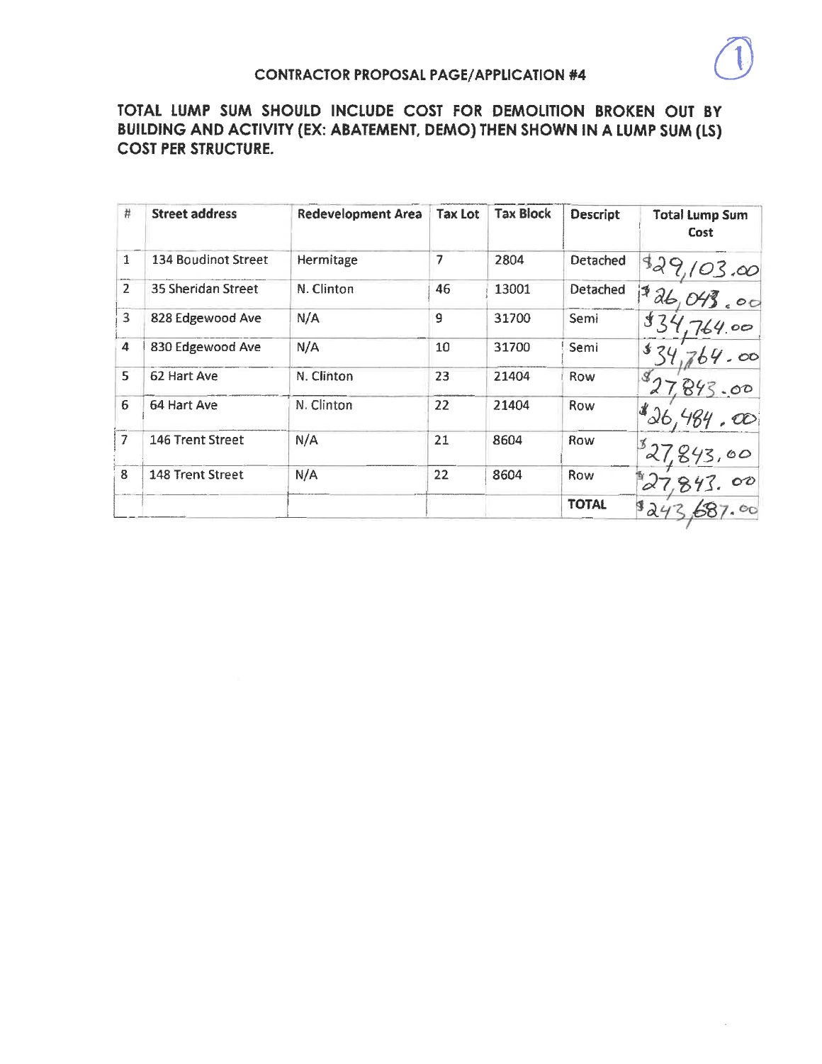## CONTRACTOR PROPOSAL PAGE/APPLICATION #4

**TOTAL LUMP SUM SHOULD INCLUDE COST FOR DEMOLITION BROKEN OUT BY BUILDING AND ACTIVITY (EX: ABATEMENT, DEMO) THEN SHOWN IN A LUMP SUM (LS) COST PER STRUCTURE.**

| # | Street address | Redevelopment Area | Tax Lot | Tax Block | Descript | Total Lump Sum Cost |
|---|---|---|---|---|---|---|
| 1 | 134 Boudinot Street | Hermitage | 7 | 2804 | Detached | $29,103.00 |
| 2 | 35 Sheridan Street | N. Clinton | 46 | 13001 | Detached | $26,043.00 |
| 3 | 828 Edgewood Ave | N/A | 9 | 31700 | Semi | $34,764.00 |
| 4 | 830 Edgewood Ave | N/A | 10 | 31700 | Semi | $34,764.00 |
| 5 | 62 Hart Ave | N. Clinton | 23 | 21404 | Row | $27,843.00 |
| 6 | 64 Hart Ave | N. Clinton | 22 | 21404 | Row | $26,484.00 |
| 7 | 146 Trent Street | N/A | 21 | 8604 | Row | $27,843.00 |
| 8 | 148 Trent Street | N/A | 22 | 8604 | Row | $27,843.00 |
| | | | | | **TOTAL** | $243,687.00 |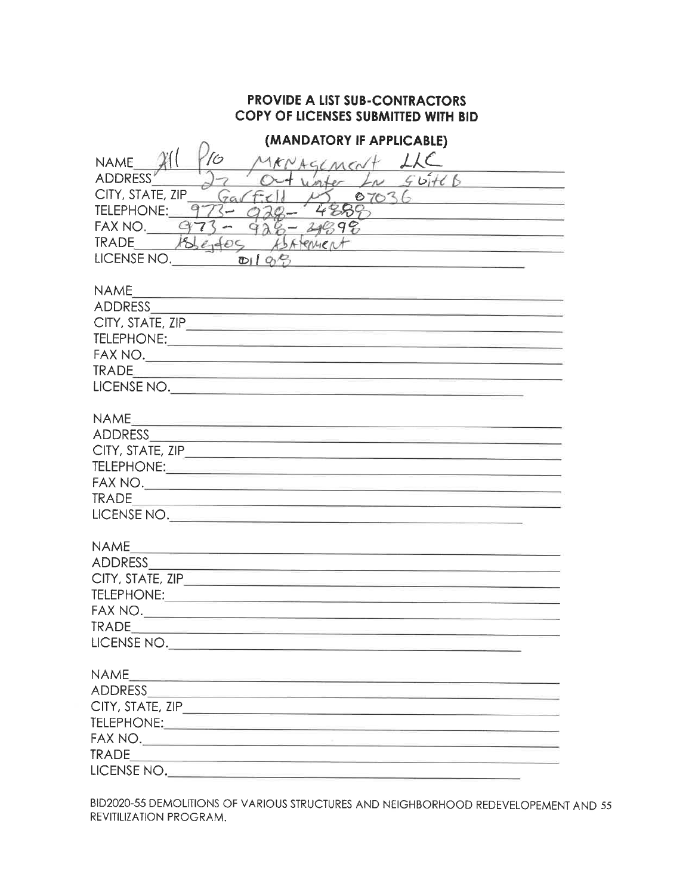**PROVIDE A LIST SUB-CONTRACTORS**
**COPY OF LICENSES SUBMITTED WITH BID**

**(MANDATORY IF APPLICABLE)**

NAME All Pro MANAGEMENT LLC
ADDRESS 27 Outwater Ln Suite B
CITY, STATE, ZIP Garfield NJ 07026
TELEPHONE: 973-928-4888
FAX NO. 973-928-2898
TRADE Asbestos Abatement
LICENSE NO. 01108

NAME\_\_\_\_\_\_\_\_\_\_
ADDRESS\_\_\_\_\_\_\_\_\_\_
CITY, STATE, ZIP\_\_\_\_\_\_\_\_\_\_
TELEPHONE:\_\_\_\_\_\_\_\_\_\_
FAX NO.\_\_\_\_\_\_\_\_\_\_
TRADE\_\_\_\_\_\_\_\_\_\_
LICENSE NO.\_\_\_\_\_\_\_\_\_\_

NAME\_\_\_\_\_\_\_\_\_\_
ADDRESS\_\_\_\_\_\_\_\_\_\_
CITY, STATE, ZIP\_\_\_\_\_\_\_\_\_\_
TELEPHONE:\_\_\_\_\_\_\_\_\_\_
FAX NO.\_\_\_\_\_\_\_\_\_\_
TRADE\_\_\_\_\_\_\_\_\_\_
LICENSE NO.\_\_\_\_\_\_\_\_\_\_

NAME\_\_\_\_\_\_\_\_\_\_
ADDRESS\_\_\_\_\_\_\_\_\_\_
CITY, STATE, ZIP\_\_\_\_\_\_\_\_\_\_
TELEPHONE:\_\_\_\_\_\_\_\_\_\_
FAX NO.\_\_\_\_\_\_\_\_\_\_
TRADE\_\_\_\_\_\_\_\_\_\_
LICENSE NO.\_\_\_\_\_\_\_\_\_\_

NAME\_\_\_\_\_\_\_\_\_\_
ADDRESS\_\_\_\_\_\_\_\_\_\_
CITY, STATE, ZIP\_\_\_\_\_\_\_\_\_\_
TELEPHONE:\_\_\_\_\_\_\_\_\_\_
FAX NO.\_\_\_\_\_\_\_\_\_\_
TRADE\_\_\_\_\_\_\_\_\_\_
LICENSE NO.\_\_\_\_\_\_\_\_\_\_

BID2020-55 DEMOLITIONS OF VARIOUS STRUCTURES AND NEIGHBORHOOD REDEVELOPEMENT AND 55 REVITILIZATION PROGRAM.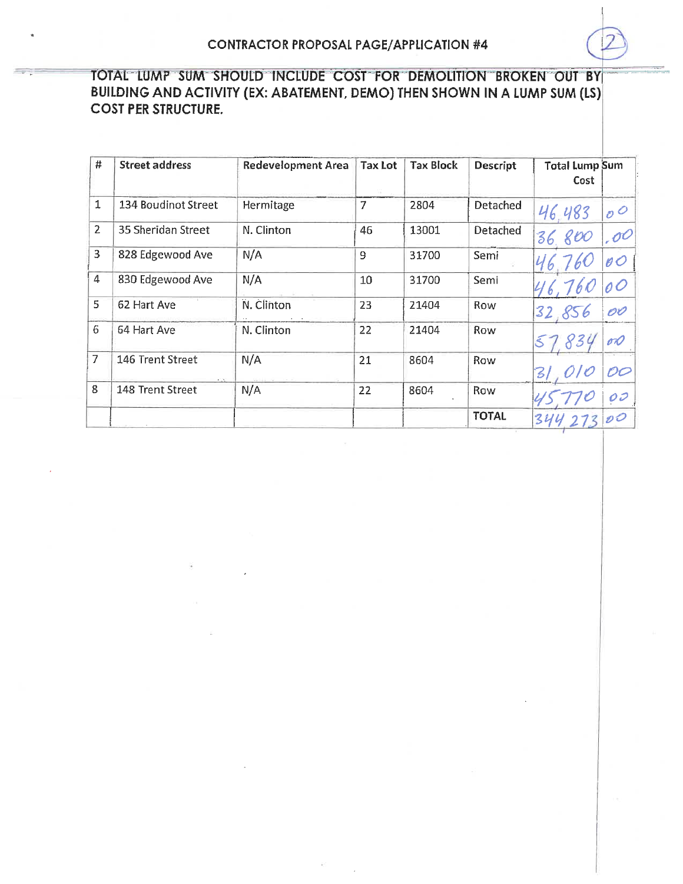## CONTRACTOR PROPOSAL PAGE/APPLICATION #4

**TOTAL LUMP SUM SHOULD INCLUDE COST FOR DEMOLITION BROKEN OUT BY BUILDING AND ACTIVITY (EX: ABATEMENT, DEMO) THEN SHOWN IN A LUMP SUM (LS) COST PER STRUCTURE.**

| # | Street address | Redevelopment Area | Tax Lot | Tax Block | Descript | Total Lump Sum Cost | |
|---|---|---|---|---|---|---|---|
| 1 | 134 Boudinot Street | Hermitage | 7 | 2804 | Detached | 46,483 | 00 |
| 2 | 35 Sheridan Street | N. Clinton | 46 | 13001 | Detached | 36,800 | .00 |
| 3 | 828 Edgewood Ave | N/A | 9 | 31700 | Semi | 46,760 | 00 |
| 4 | 830 Edgewood Ave | N/A | 10 | 31700 | Semi | 46,760 | 00 |
| 5 | 62 Hart Ave | N. Clinton | 23 | 21404 | Row | 32,856 | 00 |
| 6 | 64 Hart Ave | N. Clinton | 22 | 21404 | Row | 57,834 | 00 |
| 7 | 146 Trent Street | N/A | 21 | 8604 | Row | 31,010 | 00 |
| 8 | 148 Trent Street | N/A | 22 | 8604 | Row | 45,770 | 00 |
| | | | | | TOTAL | 344,273 | 00 |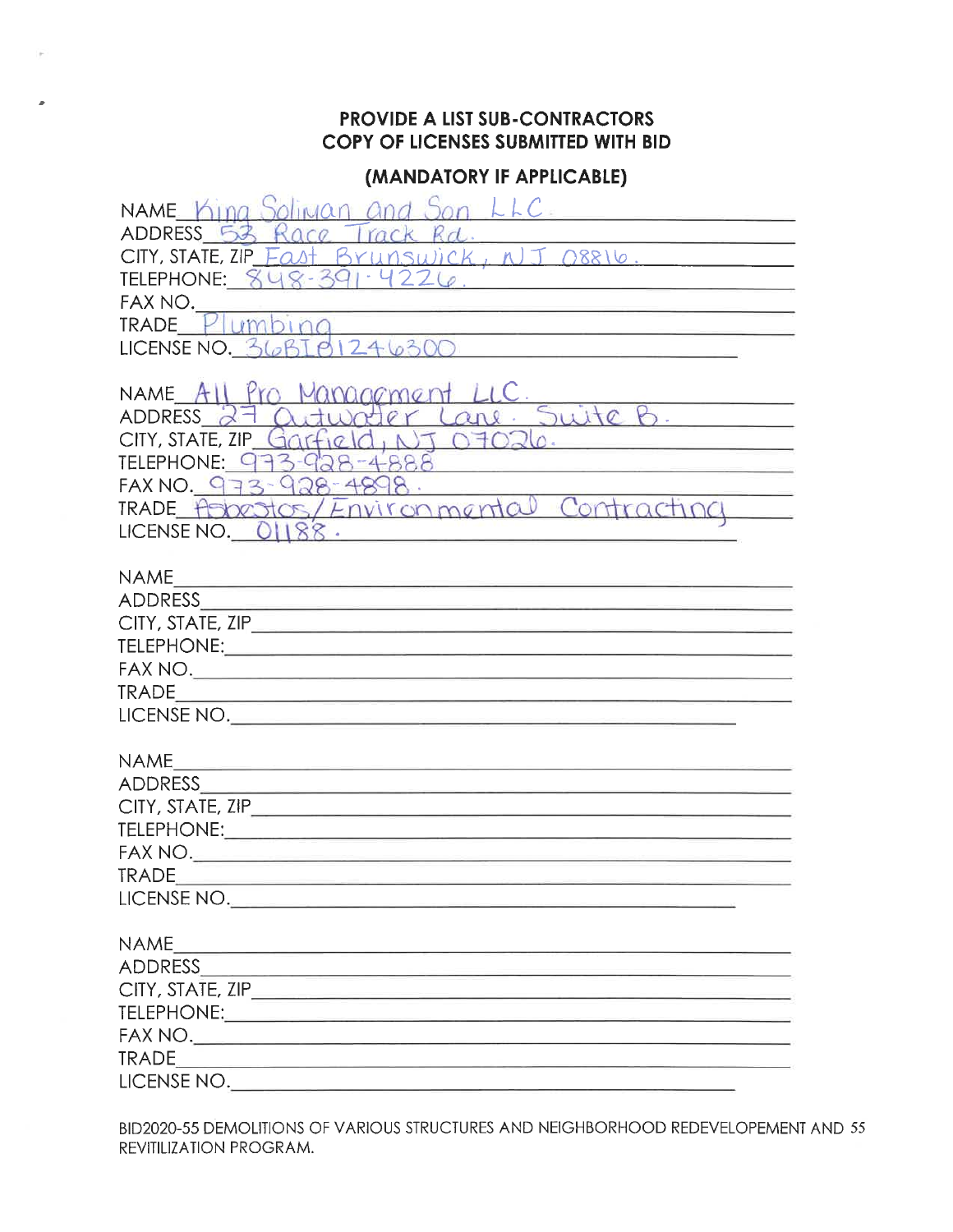**PROVIDE A LIST SUB-CONTRACTORS**
**COPY OF LICENSES SUBMITTED WITH BID**

**(MANDATORY IF APPLICABLE)**

NAME King Soliman and Son LLC.
ADDRESS 53 Race Track Rd.
CITY, STATE, ZIP East Brunswick, NJ 08816.
TELEPHONE: 848-391-4226.
FAX NO.
TRADE Plumbing
LICENSE NO. 36BI01246300

NAME All Pro Management LLC.
ADDRESS 27 Outwater Lane. Suite B.
CITY, STATE, ZIP Garfield, NJ 07026.
TELEPHONE: 973-928-4888
FAX NO. 973-928-4898.
TRADE Asbestos/Environmental Contracting
LICENSE NO. 01188.

NAME
ADDRESS
CITY, STATE, ZIP
TELEPHONE:
FAX NO.
TRADE
LICENSE NO.

NAME
ADDRESS
CITY, STATE, ZIP
TELEPHONE:
FAX NO.
TRADE
LICENSE NO.

NAME
ADDRESS
CITY, STATE, ZIP
TELEPHONE:
FAX NO.
TRADE
LICENSE NO.

BID2020-55 DEMOLITIONS OF VARIOUS STRUCTURES AND NEIGHBORHOOD REDEVELOPEMENT AND REVITILIZATION PROGRAM.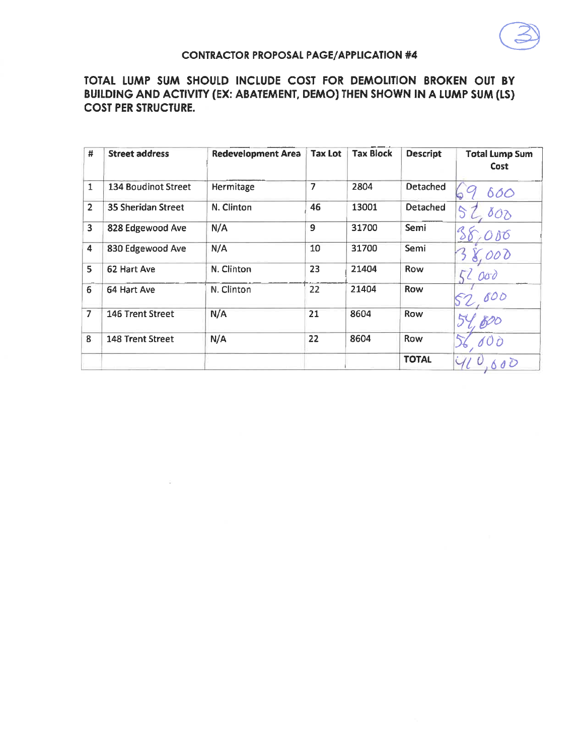③

### CONTRACTOR PROPOSAL PAGE/APPLICATION #4

**TOTAL LUMP SUM SHOULD INCLUDE COST FOR DEMOLITION BROKEN OUT BY BUILDING AND ACTIVITY (EX: ABATEMENT, DEMO) THEN SHOWN IN A LUMP SUM (LS) COST PER STRUCTURE.**

| # | Street address | Redevelopment Area | Tax Lot | Tax Block | Descript | Total Lump Sum Cost |
|---|---|---|---|---|---|---|
| 1 | 134 Boudinot Street | Hermitage | 7 | 2804 | Detached | 69 600 |
| 2 | 35 Sheridan Street | N. Clinton | 46 | 13001 | Detached | 52,800 |
| 3 | 828 Edgewood Ave | N/A | 9 | 31700 | Semi | 38,000 |
| 4 | 830 Edgewood Ave | N/A | 10 | 31700 | Semi | 38,000 |
| 5 | 62 Hart Ave | N. Clinton | 23 | 21404 | Row | 52 000 |
| 6 | 64 Hart Ave | N. Clinton | 22 | 21404 | Row | 52,000 |
| 7 | 146 Trent Street | N/A | 21 | 8604 | Row | 54,800 |
| 8 | 148 Trent Street | N/A | 22 | 8604 | Row | 56,000 |
| | | | | | **TOTAL** | 410,600 |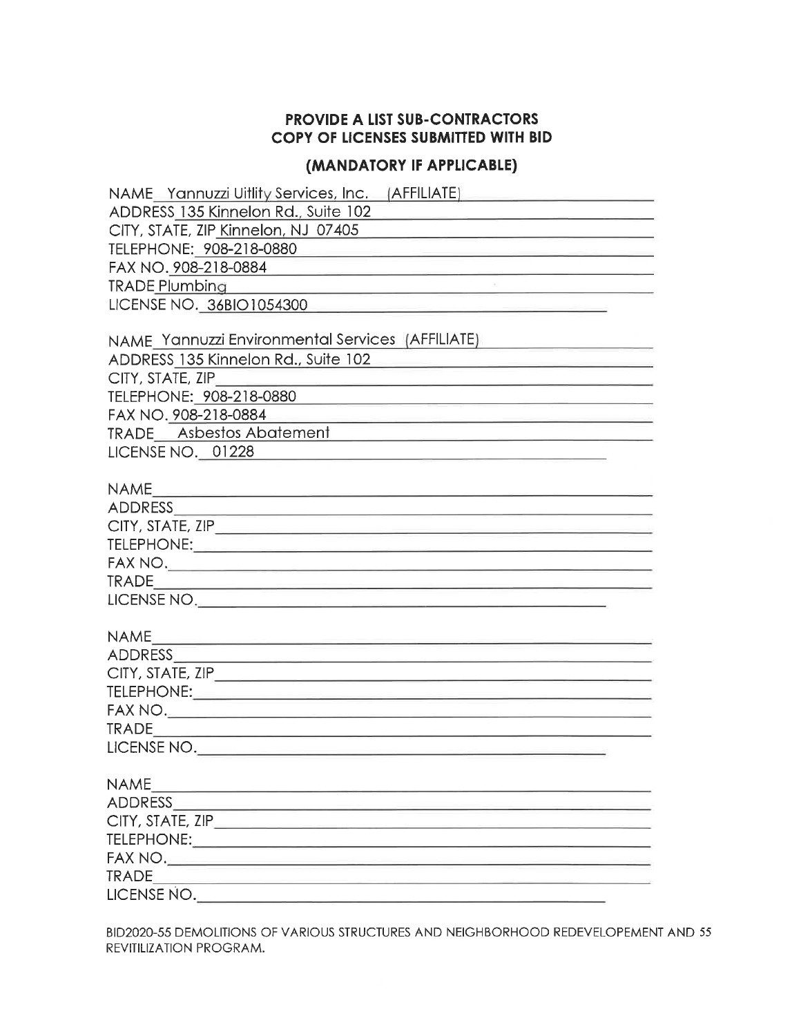**PROVIDE A LIST SUB-CONTRACTORS**
**COPY OF LICENSES SUBMITTED WITH BID**

**(MANDATORY IF APPLICABLE)**

NAME Yannuzzi Uitlity Services, Inc. (AFFILIATE)
ADDRESS 135 Kinnelon Rd., Suite 102
CITY, STATE, ZIP Kinnelon, NJ 07405
TELEPHONE: 908-218-0880
FAX NO. 908-218-0884
TRADE Plumbing
LICENSE NO. 36BIO1054300

NAME Yannuzzi Environmental Services (AFFILIATE)
ADDRESS 135 Kinnelon Rd., Suite 102
CITY, STATE, ZIP
TELEPHONE: 908-218-0880
FAX NO. 908-218-0884
TRADE Asbestos Abatement
LICENSE NO. 01228

NAME
ADDRESS
CITY, STATE, ZIP
TELEPHONE:
FAX NO.
TRADE
LICENSE NO.

NAME
ADDRESS
CITY, STATE, ZIP
TELEPHONE:
FAX NO.
TRADE
LICENSE NO.

NAME
ADDRESS
CITY, STATE, ZIP
TELEPHONE:
FAX NO.
TRADE
LICENSE NO.

BID2020-55 DEMOLITIONS OF VARIOUS STRUCTURES AND NEIGHBORHOOD REDEVELOPEMENT AND 55 REVITILIZATION PROGRAM.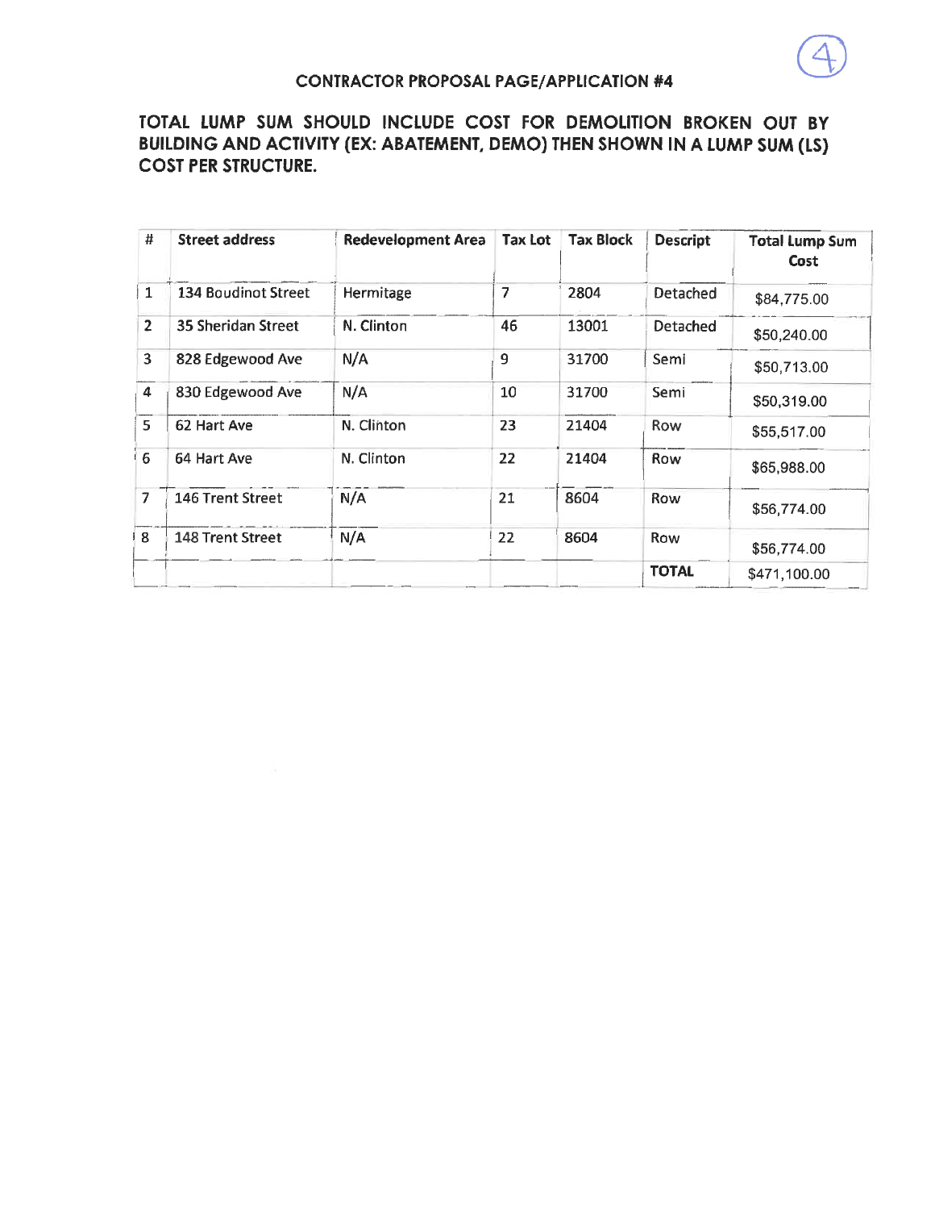(4)

## CONTRACTOR PROPOSAL PAGE/APPLICATION #4

**TOTAL LUMP SUM SHOULD INCLUDE COST FOR DEMOLITION BROKEN OUT BY BUILDING AND ACTIVITY (EX: ABATEMENT, DEMO) THEN SHOWN IN A LUMP SUM (LS) COST PER STRUCTURE.**

| # | Street address | Redevelopment Area | Tax Lot | Tax Block | Descript | Total Lump Sum Cost |
|---|---|---|---|---|---|---|
| 1 | 134 Boudinot Street | Hermitage | 7 | 2804 | Detached | $84,775.00 |
| 2 | 35 Sheridan Street | N. Clinton | 46 | 13001 | Detached | $50,240.00 |
| 3 | 828 Edgewood Ave | N/A | 9 | 31700 | Semi | $50,713.00 |
| 4 | 830 Edgewood Ave | N/A | 10 | 31700 | Semi | $50,319.00 |
| 5 | 62 Hart Ave | N. Clinton | 23 | 21404 | Row | $55,517.00 |
| 6 | 64 Hart Ave | N. Clinton | 22 | 21404 | Row | $65,988.00 |
| 7 | 146 Trent Street | N/A | 21 | 8604 | Row | $56,774.00 |
| 8 | 148 Trent Street | N/A | 22 | 8604 | Row | $56,774.00 |
| | | | | | **TOTAL** | $471,100.00 |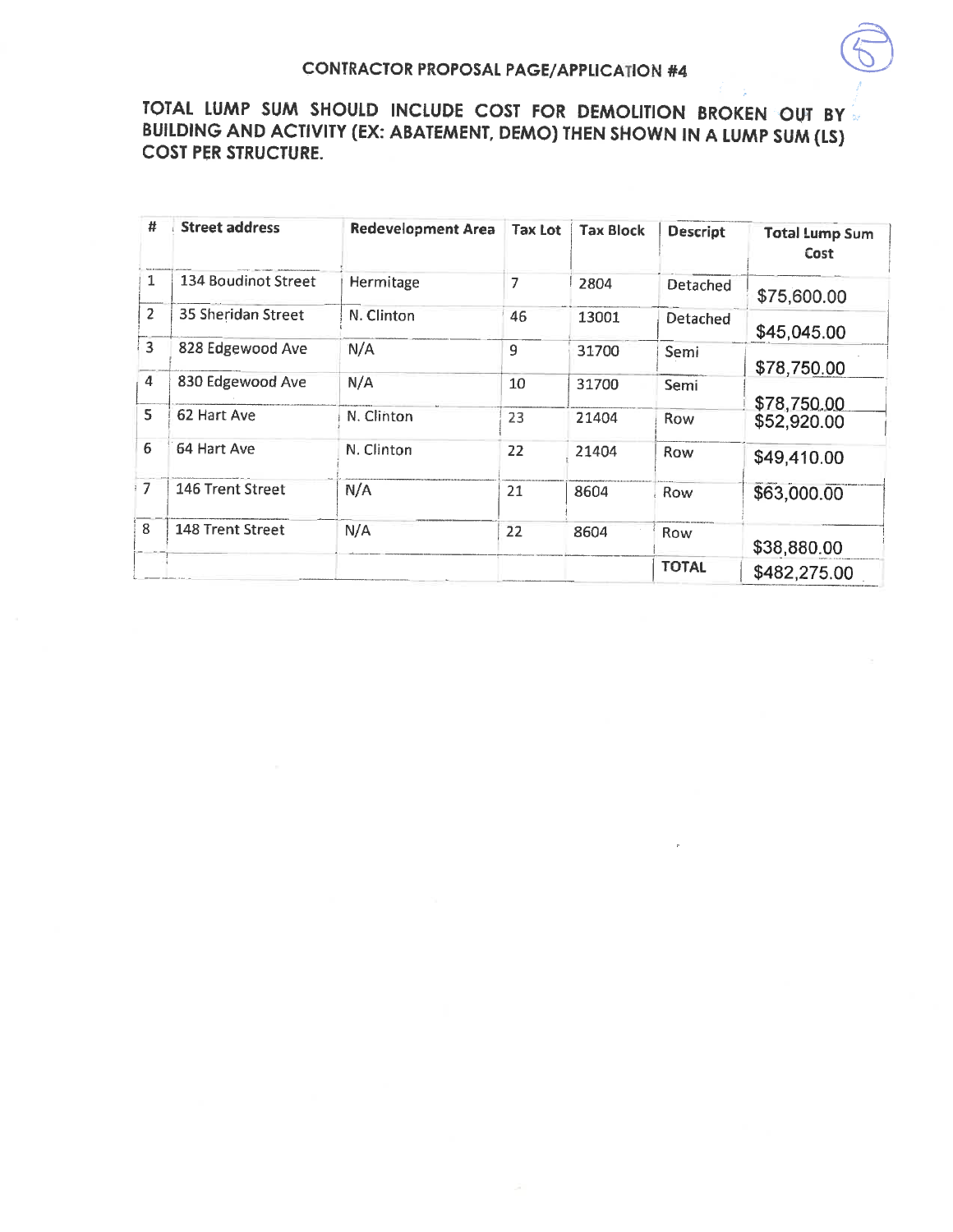## CONTRACTOR PROPOSAL PAGE/APPLICATION #4

**TOTAL LUMP SUM SHOULD INCLUDE COST FOR DEMOLITION BROKEN OUT BY BUILDING AND ACTIVITY (EX: ABATEMENT, DEMO) THEN SHOWN IN A LUMP SUM (LS) COST PER STRUCTURE.**

| # | Street address | Redevelopment Area | Tax Lot | Tax Block | Descript | Total Lump Sum Cost |
|---|---|---|---|---|---|---|
| 1 | 134 Boudinot Street | Hermitage | 7 | 2804 | Detached | $75,600.00 |
| 2 | 35 Sheridan Street | N. Clinton | 46 | 13001 | Detached | $45,045.00 |
| 3 | 828 Edgewood Ave | N/A | 9 | 31700 | Semi | $78,750.00 |
| 4 | 830 Edgewood Ave | N/A | 10 | 31700 | Semi | $78,750.00 |
| 5 | 62 Hart Ave | N. Clinton | 23 | 21404 | Row | $52,920.00 |
| 6 | 64 Hart Ave | N. Clinton | 22 | 21404 | Row | $49,410.00 |
| 7 | 146 Trent Street | N/A | 21 | 8604 | Row | $63,000.00 |
| 8 | 148 Trent Street | N/A | 22 | 8604 | Row | $38,880.00 |
| | | | | | **TOTAL** | $482,275.00 |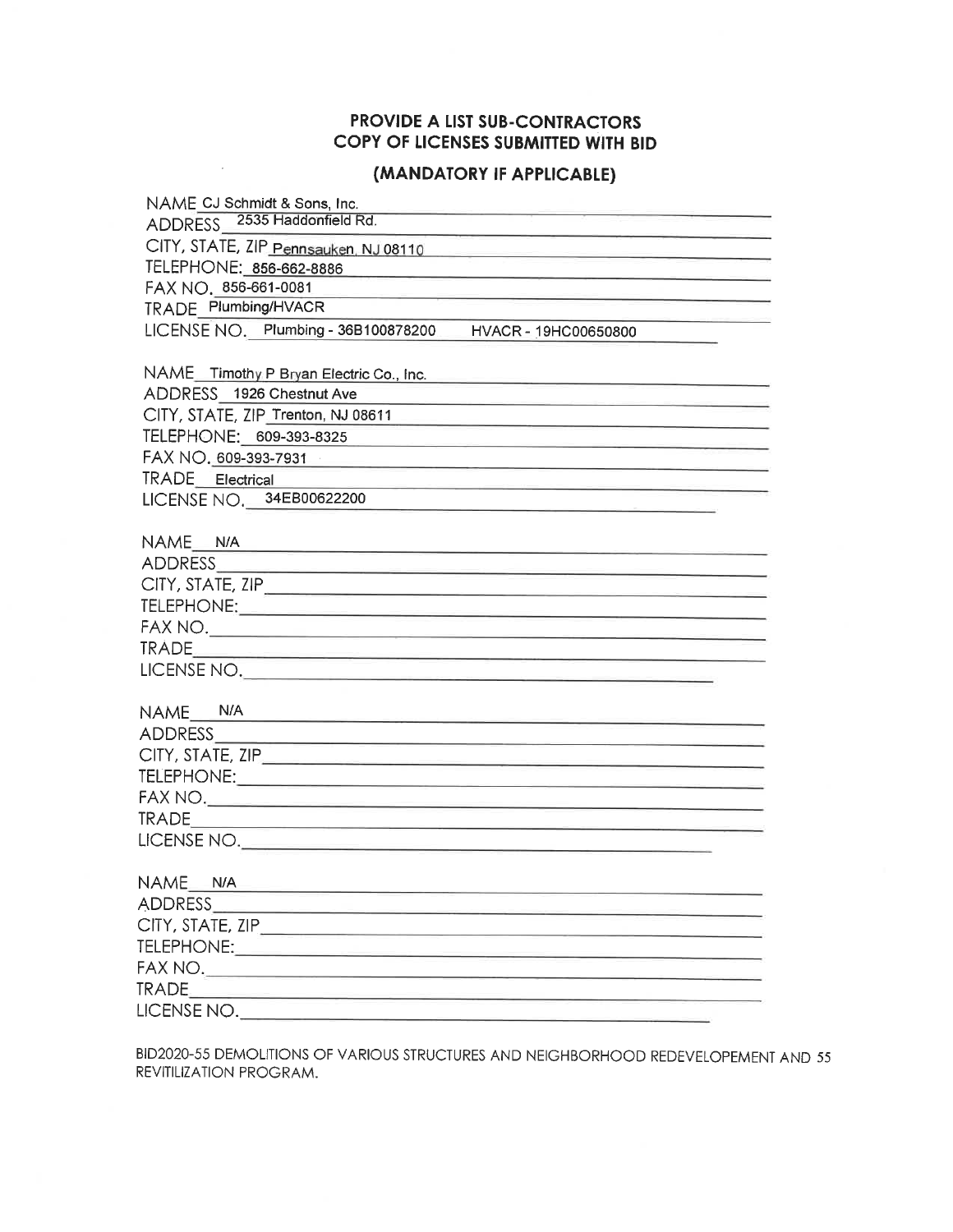## PROVIDE A LIST SUB-CONTRACTORS
## COPY OF LICENSES SUBMITTED WITH BID

## (MANDATORY IF APPLICABLE)

NAME CJ Schmidt & Sons, Inc.
ADDRESS 2535 Haddonfield Rd.
CITY, STATE, ZIP Pennsauken, NJ 08110
TELEPHONE: 856-662-8886
FAX NO. 856-661-0081
TRADE Plumbing/HVACR
LICENSE NO. Plumbing - 36B100878200 HVACR - 19HC00650800

NAME Timothy P Bryan Electric Co., Inc.
ADDRESS 1926 Chestnut Ave
CITY, STATE, ZIP Trenton, NJ 08611
TELEPHONE: 609-393-8325
FAX NO. 609-393-7931
TRADE Electrical
LICENSE NO. 34EB00622200

NAME N/A
ADDRESS
CITY, STATE, ZIP
TELEPHONE:
FAX NO.
TRADE
LICENSE NO.

NAME N/A
ADDRESS
CITY, STATE, ZIP
TELEPHONE:
FAX NO.
TRADE
LICENSE NO.

NAME N/A
ADDRESS
CITY, STATE, ZIP
TELEPHONE:
FAX NO.
TRADE
LICENSE NO.

BID2020-55 DEMOLITIONS OF VARIOUS STRUCTURES AND NEIGHBORHOOD REDEVELOPEMENT AND 55 REVITILIZATION PROGRAM.